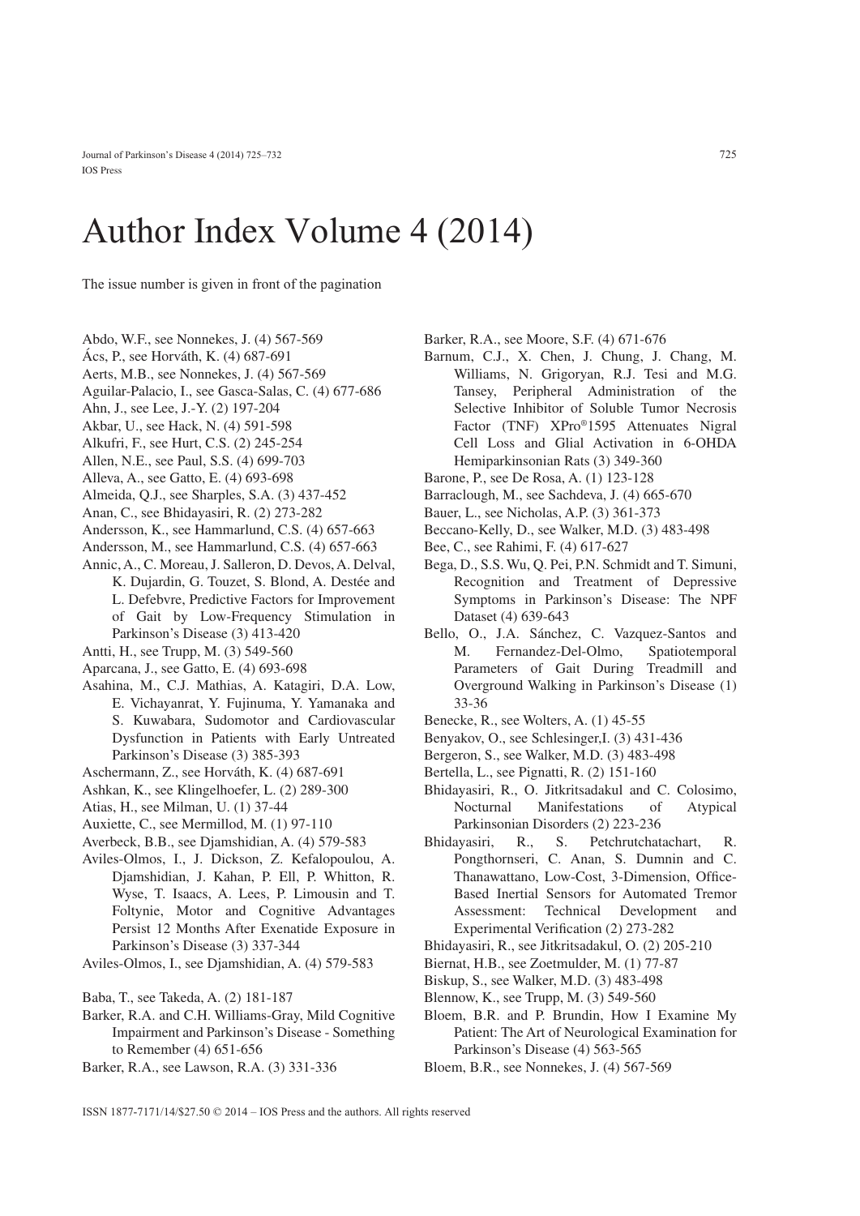# Author Index Volume 4 (2014)

The issue number is given in front of the pagination

Abdo, W.F., see Nonnekes, J. (4) 567-569
Ács, P., see Horváth, K. (4) 687-691
Aerts, M.B., see Nonnekes, J. (4) 567-569
Aguilar-Palacio, I., see Gasca-Salas, C. (4) 677-686
Ahn, J., see Lee, J.-Y. (2) 197-204
Akbar, U., see Hack, N. (4) 591-598
Alkufri, F., see Hurt, C.S. (2) 245-254
Allen, N.E., see Paul, S.S. (4) 699-703
Alleva, A., see Gatto, E. (4) 693-698
Almeida, Q.J., see Sharples, S.A. (3) 437-452
Anan, C., see Bhidayasiri, R. (2) 273-282
Andersson, K., see Hammarlund, C.S. (4) 657-663
Andersson, M., see Hammarlund, C.S. (4) 657-663
Annic, A., C. Moreau, J. Salleron, D. Devos, A. Delval, K. Dujardin, G. Touzet, S. Blond, A. Destée and L. Defebvre, Predictive Factors for Improvement of Gait by Low-Frequency Stimulation in Parkinson's Disease (3) 413-420
Antti, H., see Trupp, M. (3) 549-560
Aparcana, J., see Gatto, E. (4) 693-698
Asahina, M., C.J. Mathias, A. Katagiri, D.A. Low, E. Vichayanrat, Y. Fujinuma, Y. Yamanaka and S. Kuwabara, Sudomotor and Cardiovascular Dysfunction in Patients with Early Untreated Parkinson's Disease (3) 385-393
Aschermann, Z., see Horváth, K. (4) 687-691
Ashkan, K., see Klingelhoefer, L. (2) 289-300
Atias, H., see Milman, U. (1) 37-44
Auxiette, C., see Mermillod, M. (1) 97-110
Averbeck, B.B., see Djamshidian, A. (4) 579-583
Aviles-Olmos, I., J. Dickson, Z. Kefalopoulou, A. Djamshidian, J. Kahan, P. Ell, P. Whitton, R. Wyse, T. Isaacs, A. Lees, P. Limousin and T. Foltynie, Motor and Cognitive Advantages Persist 12 Months After Exenatide Exposure in Parkinson's Disease (3) 337-344
Aviles-Olmos, I., see Djamshidian, A. (4) 579-583

Baba, T., see Takeda, A. (2) 181-187
Barker, R.A. and C.H. Williams-Gray, Mild Cognitive Impairment and Parkinson's Disease - Something to Remember (4) 651-656
Barker, R.A., see Lawson, R.A. (3) 331-336
Barker, R.A., see Moore, S.F. (4) 671-676
Barnum, C.J., X. Chen, J. Chung, J. Chang, M. Williams, N. Grigoryan, R.J. Tesi and M.G. Tansey, Peripheral Administration of the Selective Inhibitor of Soluble Tumor Necrosis Factor (TNF) XPro®1595 Attenuates Nigral Cell Loss and Glial Activation in 6-OHDA Hemiparkinsonian Rats (3) 349-360
Barone, P., see De Rosa, A. (1) 123-128
Barraclough, M., see Sachdeva, J. (4) 665-670
Bauer, L., see Nicholas, A.P. (3) 361-373
Beccano-Kelly, D., see Walker, M.D. (3) 483-498
Bee, C., see Rahimi, F. (4) 617-627
Bega, D., S.S. Wu, Q. Pei, P.N. Schmidt and T. Simuni, Recognition and Treatment of Depressive Symptoms in Parkinson's Disease: The NPF Dataset (4) 639-643
Bello, O., J.A. Sánchez, C. Vazquez-Santos and M. Fernandez-Del-Olmo, Spatiotemporal Parameters of Gait During Treadmill and Overground Walking in Parkinson's Disease (1) 33-36
Benecke, R., see Wolters, A. (1) 45-55
Benyakov, O., see Schlesinger,I. (3) 431-436
Bergeron, S., see Walker, M.D. (3) 483-498
Bertella, L., see Pignatti, R. (2) 151-160
Bhidayasiri, R., O. Jitkritsadakul and C. Colosimo, Nocturnal Manifestations of Atypical Parkinsonian Disorders (2) 223-236
Bhidayasiri, R., S. Petchrutchatachart, R. Pongthornseri, C. Anan, S. Dumnin and C. Thanawattano, Low-Cost, 3-Dimension, Office-Based Inertial Sensors for Automated Tremor Assessment: Technical Development and Experimental Verification (2) 273-282
Bhidayasiri, R., see Jitkritsadakul, O. (2) 205-210
Biernat, H.B., see Zoetmulder, M. (1) 77-87
Biskup, S., see Walker, M.D. (3) 483-498
Blennow, K., see Trupp, M. (3) 549-560
Bloem, B.R. and P. Brundin, How I Examine My Patient: The Art of Neurological Examination for Parkinson's Disease (4) 563-565
Bloem, B.R., see Nonnekes, J. (4) 567-569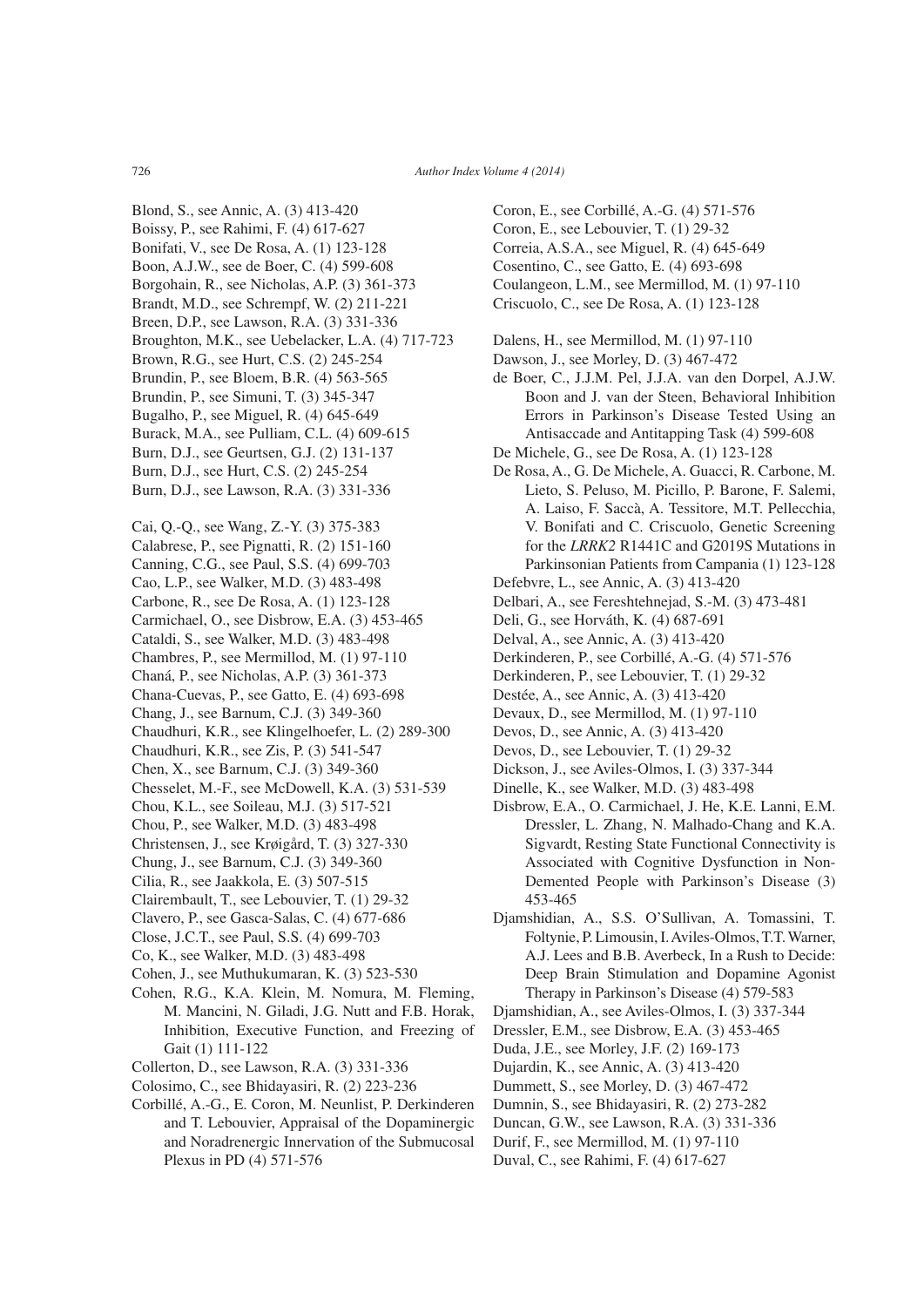Blond, S., see Annic, A. (3) 413-420
Boissy, P., see Rahimi, F. (4) 617-627
Bonifati, V., see De Rosa, A. (1) 123-128
Boon, A.J.W., see de Boer, C. (4) 599-608
Borgohain, R., see Nicholas, A.P. (3) 361-373
Brandt, M.D., see Schrempf, W. (2) 211-221
Breen, D.P., see Lawson, R.A. (3) 331-336
Broughton, M.K., see Uebelacker, L.A. (4) 717-723
Brown, R.G., see Hurt, C.S. (2) 245-254
Brundin, P., see Bloem, B.R. (4) 563-565
Brundin, P., see Simuni, T. (3) 345-347
Bugalho, P., see Miguel, R. (4) 645-649
Burack, M.A., see Pulliam, C.L. (4) 609-615
Burn, D.J., see Geurtsen, G.J. (2) 131-137
Burn, D.J., see Hurt, C.S. (2) 245-254
Burn, D.J., see Lawson, R.A. (3) 331-336

Cai, Q.-Q., see Wang, Z.-Y. (3) 375-383
Calabrese, P., see Pignatti, R. (2) 151-160
Canning, C.G., see Paul, S.S. (4) 699-703
Cao, L.P., see Walker, M.D. (3) 483-498
Carbone, R., see De Rosa, A. (1) 123-128
Carmichael, O., see Disbrow, E.A. (3) 453-465
Cataldi, S., see Walker, M.D. (3) 483-498
Chambres, P., see Mermillod, M. (1) 97-110
Chaná, P., see Nicholas, A.P. (3) 361-373
Chana-Cuevas, P., see Gatto, E. (4) 693-698
Chang, J., see Barnum, C.J. (3) 349-360
Chaudhuri, K.R., see Klingelhoefer, L. (2) 289-300
Chaudhuri, K.R., see Zis, P. (3) 541-547
Chen, X., see Barnum, C.J. (3) 349-360
Chesselet, M.-F., see McDowell, K.A. (3) 531-539
Chou, K.L., see Soileau, M.J. (3) 517-521
Chou, P., see Walker, M.D. (3) 483-498
Christensen, J., see Krøigård, T. (3) 327-330
Chung, J., see Barnum, C.J. (3) 349-360
Cilia, R., see Jaakkola, E. (3) 507-515
Clairembault, T., see Lebouvier, T. (1) 29-32
Clavero, P., see Gasca-Salas, C. (4) 677-686
Close, J.C.T., see Paul, S.S. (4) 699-703
Co, K., see Walker, M.D. (3) 483-498
Cohen, J., see Muthukumaran, K. (3) 523-530
Cohen, R.G., K.A. Klein, M. Nomura, M. Fleming, M. Mancini, N. Giladi, J.G. Nutt and F.B. Horak, Inhibition, Executive Function, and Freezing of Gait (1) 111-122
Collerton, D., see Lawson, R.A. (3) 331-336
Colosimo, C., see Bhidayasiri, R. (2) 223-236
Corbillé, A.-G., E. Coron, M. Neunlist, P. Derkinderen and T. Lebouvier, Appraisal of the Dopaminergic and Noradrenergic Innervation of the Submucosal Plexus in PD (4) 571-576
Coron, E., see Corbillé, A.-G. (4) 571-576
Coron, E., see Lebouvier, T. (1) 29-32
Correia, A.S.A., see Miguel, R. (4) 645-649
Cosentino, C., see Gatto, E. (4) 693-698
Coulangeon, L.M., see Mermillod, M. (1) 97-110
Criscuolo, C., see De Rosa, A. (1) 123-128

Dalens, H., see Mermillod, M. (1) 97-110
Dawson, J., see Morley, D. (3) 467-472
de Boer, C., J.J.M. Pel, J.J.A. van den Dorpel, A.J.W. Boon and J. van der Steen, Behavioral Inhibition Errors in Parkinson's Disease Tested Using an Antisaccade and Antitapping Task (4) 599-608
De Michele, G., see De Rosa, A. (1) 123-128
De Rosa, A., G. De Michele, A. Guacci, R. Carbone, M. Lieto, S. Peluso, M. Picillo, P. Barone, F. Salemi, A. Laiso, F. Saccà, A. Tessitore, M.T. Pellecchia, V. Bonifati and C. Criscuolo, Genetic Screening for the *LRRK2* R1441C and G2019S Mutations in Parkinsonian Patients from Campania (1) 123-128
Defebvre, L., see Annic, A. (3) 413-420
Delbari, A., see Fereshtehnejad, S.-M. (3) 473-481
Deli, G., see Horváth, K. (4) 687-691
Delval, A., see Annic, A. (3) 413-420
Derkinderen, P., see Corbillé, A.-G. (4) 571-576
Derkinderen, P., see Lebouvier, T. (1) 29-32
Destée, A., see Annic, A. (3) 413-420
Devaux, D., see Mermillod, M. (1) 97-110
Devos, D., see Annic, A. (3) 413-420
Devos, D., see Lebouvier, T. (1) 29-32
Dickson, J., see Aviles-Olmos, I. (3) 337-344
Dinelle, K., see Walker, M.D. (3) 483-498
Disbrow, E.A., O. Carmichael, J. He, K.E. Lanni, E.M. Dressler, L. Zhang, N. Malhado-Chang and K.A. Sigvardt, Resting State Functional Connectivity is Associated with Cognitive Dysfunction in Non-Demented People with Parkinson's Disease (3) 453-465
Djamshidian, A., S.S. O'Sullivan, A. Tomassini, T. Foltynie, P. Limousin, I. Aviles-Olmos, T.T. Warner, A.J. Lees and B.B. Averbeck, In a Rush to Decide: Deep Brain Stimulation and Dopamine Agonist Therapy in Parkinson's Disease (4) 579-583
Djamshidian, A., see Aviles-Olmos, I. (3) 337-344
Dressler, E.M., see Disbrow, E.A. (3) 453-465
Duda, J.E., see Morley, J.F. (2) 169-173
Dujardin, K., see Annic, A. (3) 413-420
Dummett, S., see Morley, D. (3) 467-472
Dumnin, S., see Bhidayasiri, R. (2) 273-282
Duncan, G.W., see Lawson, R.A. (3) 331-336
Durif, F., see Mermillod, M. (1) 97-110
Duval, C., see Rahimi, F. (4) 617-627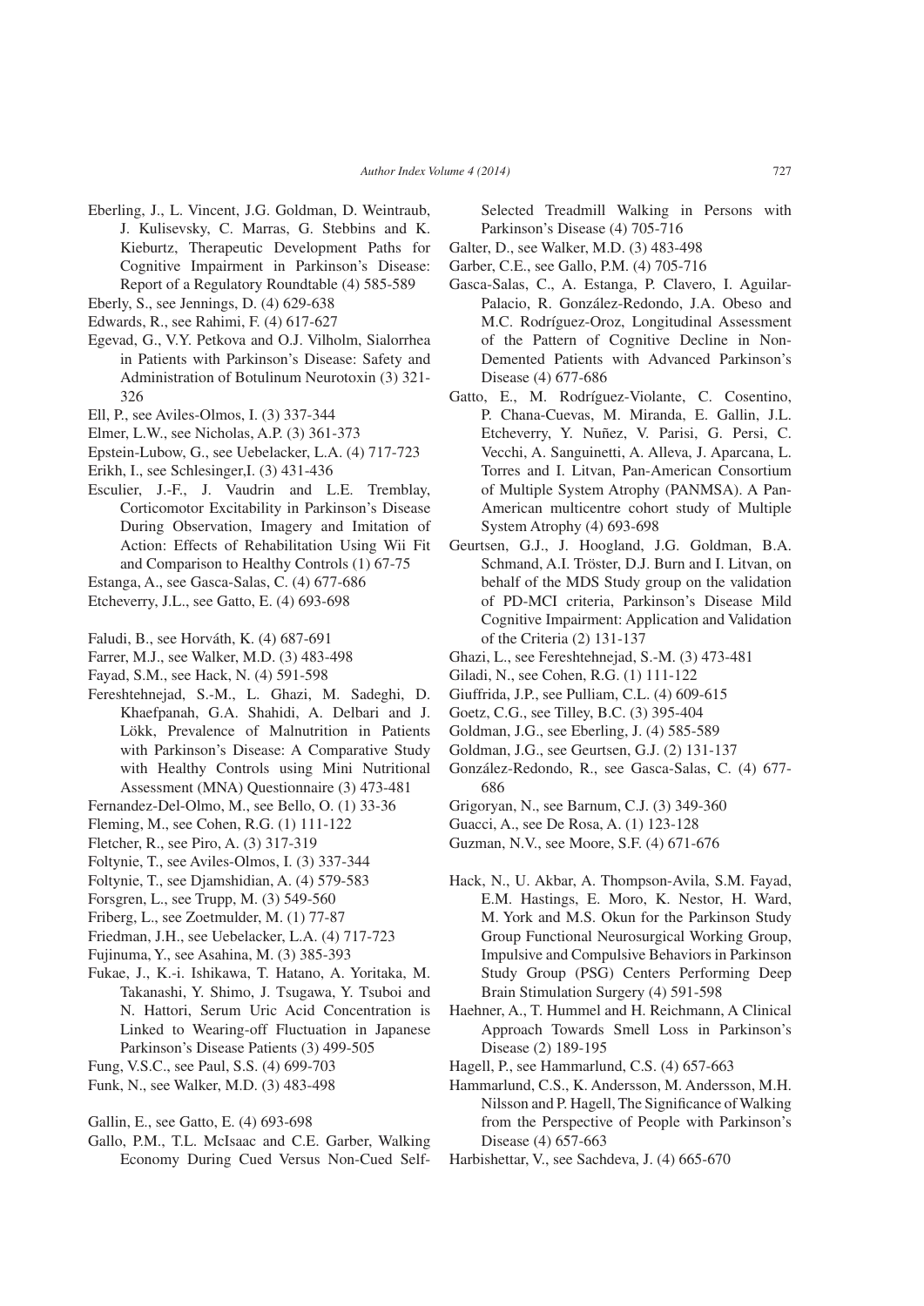Eberling, J., L. Vincent, J.G. Goldman, D. Weintraub, J. Kulisevsky, C. Marras, G. Stebbins and K. Kieburtz, Therapeutic Development Paths for Cognitive Impairment in Parkinson's Disease: Report of a Regulatory Roundtable (4) 585-589

Eberly, S., see Jennings, D. (4) 629-638

Edwards, R., see Rahimi, F. (4) 617-627

Egevad, G., V.Y. Petkova and O.J. Vilholm, Sialorrhea in Patients with Parkinson's Disease: Safety and Administration of Botulinum Neurotoxin (3) 321-326

Ell, P., see Aviles-Olmos, I. (3) 337-344

Elmer, L.W., see Nicholas, A.P. (3) 361-373

Epstein-Lubow, G., see Uebelacker, L.A. (4) 717-723

Erikh, I., see Schlesinger,I. (3) 431-436

Esculier, J.-F., J. Vaudrin and L.E. Tremblay, Corticomotor Excitability in Parkinson's Disease During Observation, Imagery and Imitation of Action: Effects of Rehabilitation Using Wii Fit and Comparison to Healthy Controls (1) 67-75

Estanga, A., see Gasca-Salas, C. (4) 677-686

Etcheverry, J.L., see Gatto, E. (4) 693-698

Faludi, B., see Horváth, K. (4) 687-691

Farrer, M.J., see Walker, M.D. (3) 483-498

Fayad, S.M., see Hack, N. (4) 591-598

Fereshtehnejad, S.-M., L. Ghazi, M. Sadeghi, D. Khaefpanah, G.A. Shahidi, A. Delbari and J. Lökk, Prevalence of Malnutrition in Patients with Parkinson's Disease: A Comparative Study with Healthy Controls using Mini Nutritional Assessment (MNA) Questionnaire (3) 473-481

Fernandez-Del-Olmo, M., see Bello, O. (1) 33-36

Fleming, M., see Cohen, R.G. (1) 111-122

Fletcher, R., see Piro, A. (3) 317-319

Foltynie, T., see Aviles-Olmos, I. (3) 337-344

Foltynie, T., see Djamshidian, A. (4) 579-583

Forsgren, L., see Trupp, M. (3) 549-560

Friberg, L., see Zoetmulder, M. (1) 77-87

Friedman, J.H., see Uebelacker, L.A. (4) 717-723

Fujinuma, Y., see Asahina, M. (3) 385-393

Fukae, J., K.-i. Ishikawa, T. Hatano, A. Yoritaka, M. Takanashi, Y. Shimo, J. Tsugawa, Y. Tsuboi and N. Hattori, Serum Uric Acid Concentration is Linked to Wearing-off Fluctuation in Japanese Parkinson's Disease Patients (3) 499-505

Fung, V.S.C., see Paul, S.S. (4) 699-703

Funk, N., see Walker, M.D. (3) 483-498

Gallin, E., see Gatto, E. (4) 693-698

Gallo, P.M., T.L. McIsaac and C.E. Garber, Walking Economy During Cued Versus Non-Cued Self-Selected Treadmill Walking in Persons with Parkinson's Disease (4) 705-716

Galter, D., see Walker, M.D. (3) 483-498

Garber, C.E., see Gallo, P.M. (4) 705-716

Gasca-Salas, C., A. Estanga, P. Clavero, I. Aguilar-Palacio, R. González-Redondo, J.A. Obeso and M.C. Rodríguez-Oroz, Longitudinal Assessment of the Pattern of Cognitive Decline in Non-Demented Patients with Advanced Parkinson's Disease (4) 677-686

Gatto, E., M. Rodríguez-Violante, C. Cosentino, P. Chana-Cuevas, M. Miranda, E. Gallin, J.L. Etcheverry, Y. Nuñez, V. Parisi, G. Persi, C. Vecchi, A. Sanguinetti, A. Alleva, J. Aparcana, L. Torres and I. Litvan, Pan-American Consortium of Multiple System Atrophy (PANMSA). A Pan-American multicentre cohort study of Multiple System Atrophy (4) 693-698

Geurtsen, G.J., J. Hoogland, J.G. Goldman, B.A. Schmand, A.I. Tröster, D.J. Burn and I. Litvan, on behalf of the MDS Study group on the validation of PD-MCI criteria, Parkinson's Disease Mild Cognitive Impairment: Application and Validation of the Criteria (2) 131-137

Ghazi, L., see Fereshtehnejad, S.-M. (3) 473-481

Giladi, N., see Cohen, R.G. (1) 111-122

Giuffrida, J.P., see Pulliam, C.L. (4) 609-615

Goetz, C.G., see Tilley, B.C. (3) 395-404

Goldman, J.G., see Eberling, J. (4) 585-589

Goldman, J.G., see Geurtsen, G.J. (2) 131-137

González-Redondo, R., see Gasca-Salas, C. (4) 677-686

Grigoryan, N., see Barnum, C.J. (3) 349-360

Guacci, A., see De Rosa, A. (1) 123-128

Guzman, N.V., see Moore, S.F. (4) 671-676

Hack, N., U. Akbar, A. Thompson-Avila, S.M. Fayad, E.M. Hastings, E. Moro, K. Nestor, H. Ward, M. York and M.S. Okun for the Parkinson Study Group Functional Neurosurgical Working Group, Impulsive and Compulsive Behaviors in Parkinson Study Group (PSG) Centers Performing Deep Brain Stimulation Surgery (4) 591-598

Haehner, A., T. Hummel and H. Reichmann, A Clinical Approach Towards Smell Loss in Parkinson's Disease (2) 189-195

Hagell, P., see Hammarlund, C.S. (4) 657-663

Hammarlund, C.S., K. Andersson, M. Andersson, M.H. Nilsson and P. Hagell, The Significance of Walking from the Perspective of People with Parkinson's Disease (4) 657-663

Harbishettar, V., see Sachdeva, J. (4) 665-670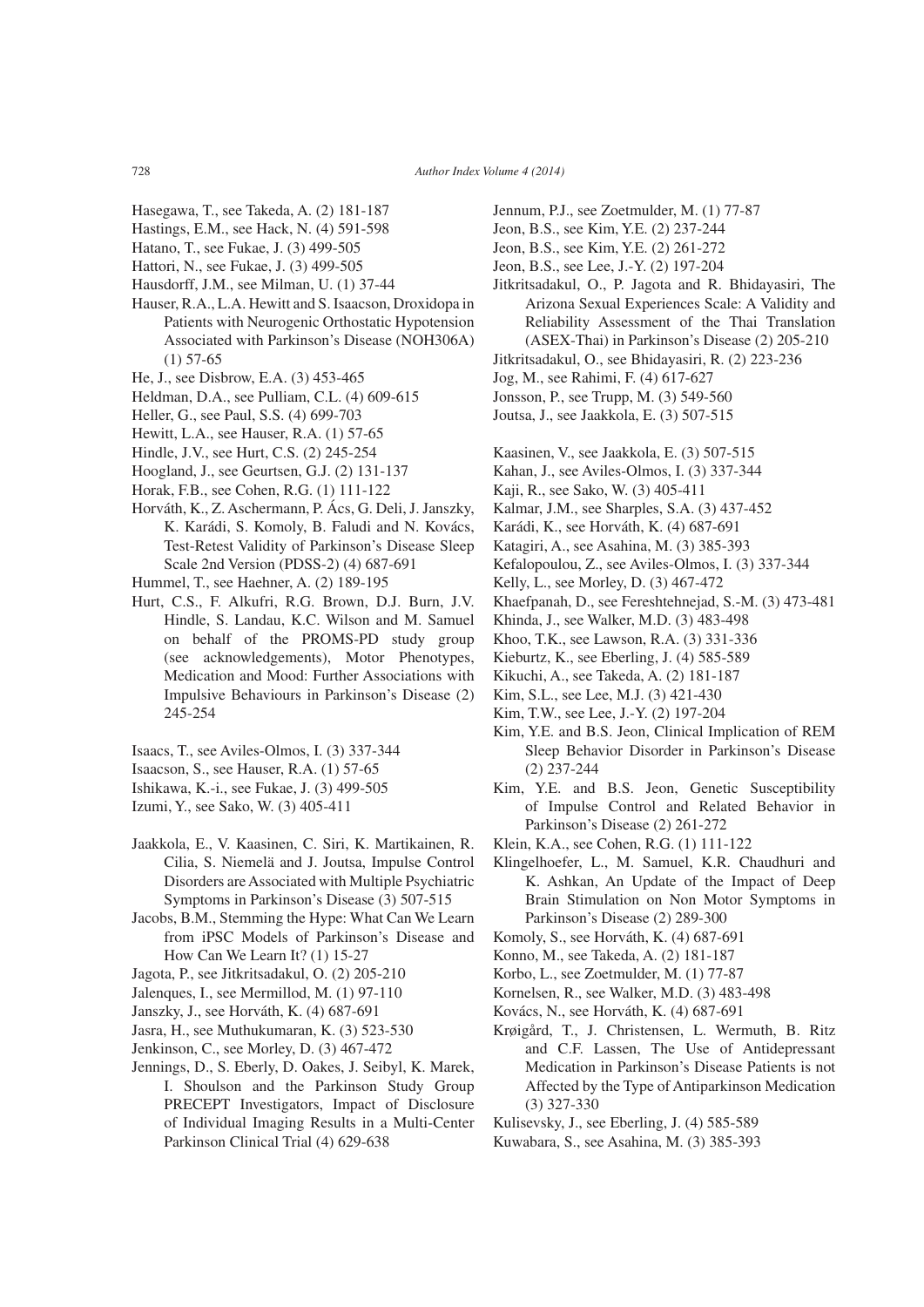Hasegawa, T., see Takeda, A. (2) 181-187

Hastings, E.M., see Hack, N. (4) 591-598

Hatano, T., see Fukae, J. (3) 499-505

Hattori, N., see Fukae, J. (3) 499-505

Hausdorff, J.M., see Milman, U. (1) 37-44

Hauser, R.A., L.A. Hewitt and S. Isaacson, Droxidopa in Patients with Neurogenic Orthostatic Hypotension Associated with Parkinson's Disease (NOH306A) (1) 57-65

He, J., see Disbrow, E.A. (3) 453-465

Heldman, D.A., see Pulliam, C.L. (4) 609-615

Heller, G., see Paul, S.S. (4) 699-703

Hewitt, L.A., see Hauser, R.A. (1) 57-65

Hindle, J.V., see Hurt, C.S. (2) 245-254

Hoogland, J., see Geurtsen, G.J. (2) 131-137

Horak, F.B., see Cohen, R.G. (1) 111-122

Horváth, K., Z. Aschermann, P. Ács, G. Deli, J. Janszky, K. Karádi, S. Komoly, B. Faludi and N. Kovács, Test-Retest Validity of Parkinson's Disease Sleep Scale 2nd Version (PDSS-2) (4) 687-691

Hummel, T., see Haehner, A. (2) 189-195

Hurt, C.S., F. Alkufri, R.G. Brown, D.J. Burn, J.V. Hindle, S. Landau, K.C. Wilson and M. Samuel on behalf of the PROMS-PD study group (see acknowledgements), Motor Phenotypes, Medication and Mood: Further Associations with Impulsive Behaviours in Parkinson's Disease (2) 245-254

Isaacs, T., see Aviles-Olmos, I. (3) 337-344

Isaacson, S., see Hauser, R.A. (1) 57-65

Ishikawa, K.-i., see Fukae, J. (3) 499-505

Izumi, Y., see Sako, W. (3) 405-411

Jaakkola, E., V. Kaasinen, C. Siri, K. Martikainen, R. Cilia, S. Niemelä and J. Joutsa, Impulse Control Disorders are Associated with Multiple Psychiatric Symptoms in Parkinson's Disease (3) 507-515

Jacobs, B.M., Stemming the Hype: What Can We Learn from iPSC Models of Parkinson's Disease and How Can We Learn It? (1) 15-27

Jagota, P., see Jitkritsadakul, O. (2) 205-210

Jalenques, I., see Mermillod, M. (1) 97-110

Janszky, J., see Horváth, K. (4) 687-691

Jasra, H., see Muthukumaran, K. (3) 523-530

Jenkinson, C., see Morley, D. (3) 467-472

Jennings, D., S. Eberly, D. Oakes, J. Seibyl, K. Marek, I. Shoulson and the Parkinson Study Group PRECEPT Investigators, Impact of Disclosure of Individual Imaging Results in a Multi-Center Parkinson Clinical Trial (4) 629-638

Jennum, P.J., see Zoetmulder, M. (1) 77-87

Jeon, B.S., see Kim, Y.E. (2) 237-244

Jeon, B.S., see Kim, Y.E. (2) 261-272

Jeon, B.S., see Lee, J.-Y. (2) 197-204

Jitkritsadakul, O., P. Jagota and R. Bhidayasiri, The Arizona Sexual Experiences Scale: A Validity and Reliability Assessment of the Thai Translation (ASEX-Thai) in Parkinson's Disease (2) 205-210

Jitkritsadakul, O., see Bhidayasiri, R. (2) 223-236

Jog, M., see Rahimi, F. (4) 617-627

Jonsson, P., see Trupp, M. (3) 549-560

Joutsa, J., see Jaakkola, E. (3) 507-515

Kaasinen, V., see Jaakkola, E. (3) 507-515

Kahan, J., see Aviles-Olmos, I. (3) 337-344

Kaji, R., see Sako, W. (3) 405-411

Kalmar, J.M., see Sharples, S.A. (3) 437-452

Karádi, K., see Horváth, K. (4) 687-691

Katagiri, A., see Asahina, M. (3) 385-393

Kefalopoulou, Z., see Aviles-Olmos, I. (3) 337-344

Kelly, L., see Morley, D. (3) 467-472

Khaefpanah, D., see Fereshtehnejad, S.-M. (3) 473-481

Khinda, J., see Walker, M.D. (3) 483-498

Khoo, T.K., see Lawson, R.A. (3) 331-336

Kieburtz, K., see Eberling, J. (4) 585-589

Kikuchi, A., see Takeda, A. (2) 181-187

Kim, S.L., see Lee, M.J. (3) 421-430

Kim, T.W., see Lee, J.-Y. (2) 197-204

Kim, Y.E. and B.S. Jeon, Clinical Implication of REM Sleep Behavior Disorder in Parkinson's Disease (2) 237-244

Kim, Y.E. and B.S. Jeon, Genetic Susceptibility of Impulse Control and Related Behavior in Parkinson's Disease (2) 261-272

Klein, K.A., see Cohen, R.G. (1) 111-122

Klingelhoefer, L., M. Samuel, K.R. Chaudhuri and K. Ashkan, An Update of the Impact of Deep Brain Stimulation on Non Motor Symptoms in Parkinson's Disease (2) 289-300

Komoly, S., see Horváth, K. (4) 687-691

Konno, M., see Takeda, A. (2) 181-187

Korbo, L., see Zoetmulder, M. (1) 77-87

Kornelsen, R., see Walker, M.D. (3) 483-498

Kovács, N., see Horváth, K. (4) 687-691

Krøigård, T., J. Christensen, L. Wermuth, B. Ritz and C.F. Lassen, The Use of Antidepressant Medication in Parkinson's Disease Patients is not Affected by the Type of Antiparkinson Medication (3) 327-330

Kulisevsky, J., see Eberling, J. (4) 585-589

Kuwabara, S., see Asahina, M. (3) 385-393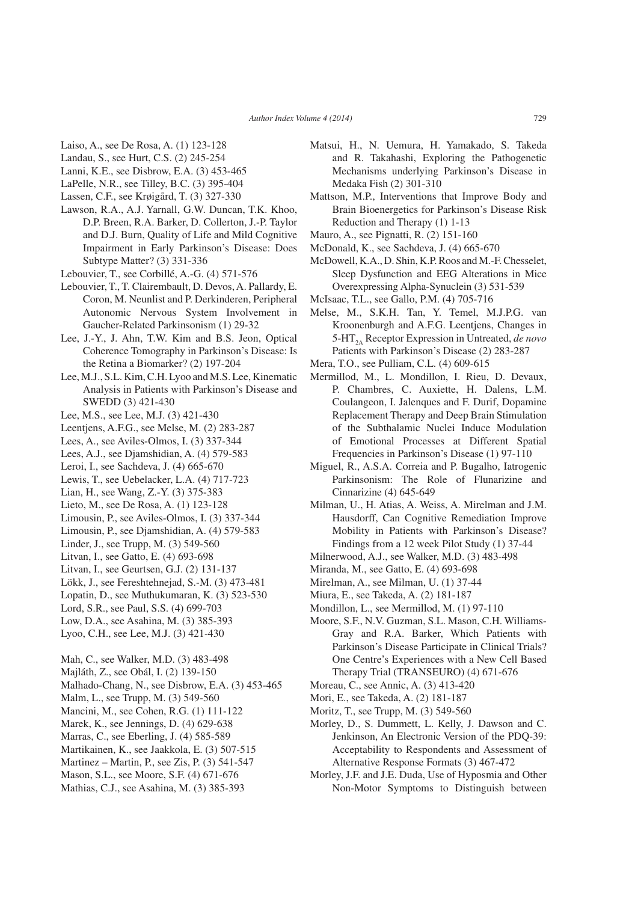Laiso, A., see De Rosa, A. (1) 123-128

Landau, S., see Hurt, C.S. (2) 245-254

Lanni, K.E., see Disbrow, E.A. (3) 453-465

LaPelle, N.R., see Tilley, B.C. (3) 395-404

Lassen, C.F., see Krøigård, T. (3) 327-330

Lawson, R.A., A.J. Yarnall, G.W. Duncan, T.K. Khoo, D.P. Breen, R.A. Barker, D. Collerton, J.-P. Taylor and D.J. Burn, Quality of Life and Mild Cognitive Impairment in Early Parkinson's Disease: Does Subtype Matter? (3) 331-336

Lebouvier, T., see Corbillé, A.-G. (4) 571-576

Lebouvier, T., T. Clairembault, D. Devos, A. Pallardy, E. Coron, M. Neunlist and P. Derkinderen, Peripheral Autonomic Nervous System Involvement in Gaucher-Related Parkinsonism (1) 29-32

Lee, J.-Y., J. Ahn, T.W. Kim and B.S. Jeon, Optical Coherence Tomography in Parkinson's Disease: Is the Retina a Biomarker? (2) 197-204

Lee, M.J., S.L. Kim, C.H. Lyoo and M.S. Lee, Kinematic Analysis in Patients with Parkinson's Disease and SWEDD (3) 421-430

Lee, M.S., see Lee, M.J. (3) 421-430

Leentjens, A.F.G., see Melse, M. (2) 283-287

Lees, A., see Aviles-Olmos, I. (3) 337-344

Lees, A.J., see Djamshidian, A. (4) 579-583

Leroi, I., see Sachdeva, J. (4) 665-670

Lewis, T., see Uebelacker, L.A. (4) 717-723

Lian, H., see Wang, Z.-Y. (3) 375-383

Lieto, M., see De Rosa, A. (1) 123-128

Limousin, P., see Aviles-Olmos, I. (3) 337-344

Limousin, P., see Djamshidian, A. (4) 579-583

Linder, J., see Trupp, M. (3) 549-560

Litvan, I., see Gatto, E. (4) 693-698

Litvan, I., see Geurtsen, G.J. (2) 131-137

Lökk, J., see Fereshtehnejad, S.-M. (3) 473-481

Lopatin, D., see Muthukumaran, K. (3) 523-530

Lord, S.R., see Paul, S.S. (4) 699-703

Low, D.A., see Asahina, M. (3) 385-393

Lyoo, C.H., see Lee, M.J. (3) 421-430

Mah, C., see Walker, M.D. (3) 483-498

Majláth, Z., see Obál, I. (2) 139-150

Malhado-Chang, N., see Disbrow, E.A. (3) 453-465

Malm, L., see Trupp, M. (3) 549-560

Mancini, M., see Cohen, R.G. (1) 111-122

Marek, K., see Jennings, D. (4) 629-638

Marras, C., see Eberling, J. (4) 585-589

Martikainen, K., see Jaakkola, E. (3) 507-515

Martinez – Martin, P., see Zis, P. (3) 541-547

Mason, S.L., see Moore, S.F. (4) 671-676

Mathias, C.J., see Asahina, M. (3) 385-393

Matsui, H., N. Uemura, H. Yamakado, S. Takeda and R. Takahashi, Exploring the Pathogenetic Mechanisms underlying Parkinson's Disease in Medaka Fish (2) 301-310

Mattson, M.P., Interventions that Improve Body and Brain Bioenergetics for Parkinson's Disease Risk Reduction and Therapy (1) 1-13

Mauro, A., see Pignatti, R. (2) 151-160

McDonald, K., see Sachdeva, J. (4) 665-670

McDowell, K.A., D. Shin, K.P. Roos and M.-F. Chesselet, Sleep Dysfunction and EEG Alterations in Mice Overexpressing Alpha-Synuclein (3) 531-539

McIsaac, T.L., see Gallo, P.M. (4) 705-716

Melse, M., S.K.H. Tan, Y. Temel, M.J.P.G. van Kroonenburgh and A.F.G. Leentjens, Changes in 5-$HT_{2A}$ Receptor Expression in Untreated, *de novo* Patients with Parkinson's Disease (2) 283-287

Mera, T.O., see Pulliam, C.L. (4) 609-615

Mermillod, M., L. Mondillon, I. Rieu, D. Devaux, P. Chambres, C. Auxiette, H. Dalens, L.M. Coulangeon, I. Jalenques and F. Durif, Dopamine Replacement Therapy and Deep Brain Stimulation of the Subthalamic Nuclei Induce Modulation of Emotional Processes at Different Spatial Frequencies in Parkinson's Disease (1) 97-110

Miguel, R., A.S.A. Correia and P. Bugalho, Iatrogenic Parkinsonism: The Role of Flunarizine and Cinnarizine (4) 645-649

Milman, U., H. Atias, A. Weiss, A. Mirelman and J.M. Hausdorff, Can Cognitive Remediation Improve Mobility in Patients with Parkinson's Disease? Findings from a 12 week Pilot Study (1) 37-44

Milnerwood, A.J., see Walker, M.D. (3) 483-498

Miranda, M., see Gatto, E. (4) 693-698

Mirelman, A., see Milman, U. (1) 37-44

Miura, E., see Takeda, A. (2) 181-187

Mondillon, L., see Mermillod, M. (1) 97-110

Moore, S.F., N.V. Guzman, S.L. Mason, C.H. Williams-Gray and R.A. Barker, Which Patients with Parkinson's Disease Participate in Clinical Trials? One Centre's Experiences with a New Cell Based Therapy Trial (TRANSEURO) (4) 671-676

Moreau, C., see Annic, A. (3) 413-420

Mori, E., see Takeda, A. (2) 181-187

Moritz, T., see Trupp, M. (3) 549-560

Morley, D., S. Dummett, L. Kelly, J. Dawson and C. Jenkinson, An Electronic Version of the PDQ-39: Acceptability to Respondents and Assessment of Alternative Response Formats (3) 467-472

Morley, J.F. and J.E. Duda, Use of Hyposmia and Other Non-Motor Symptoms to Distinguish between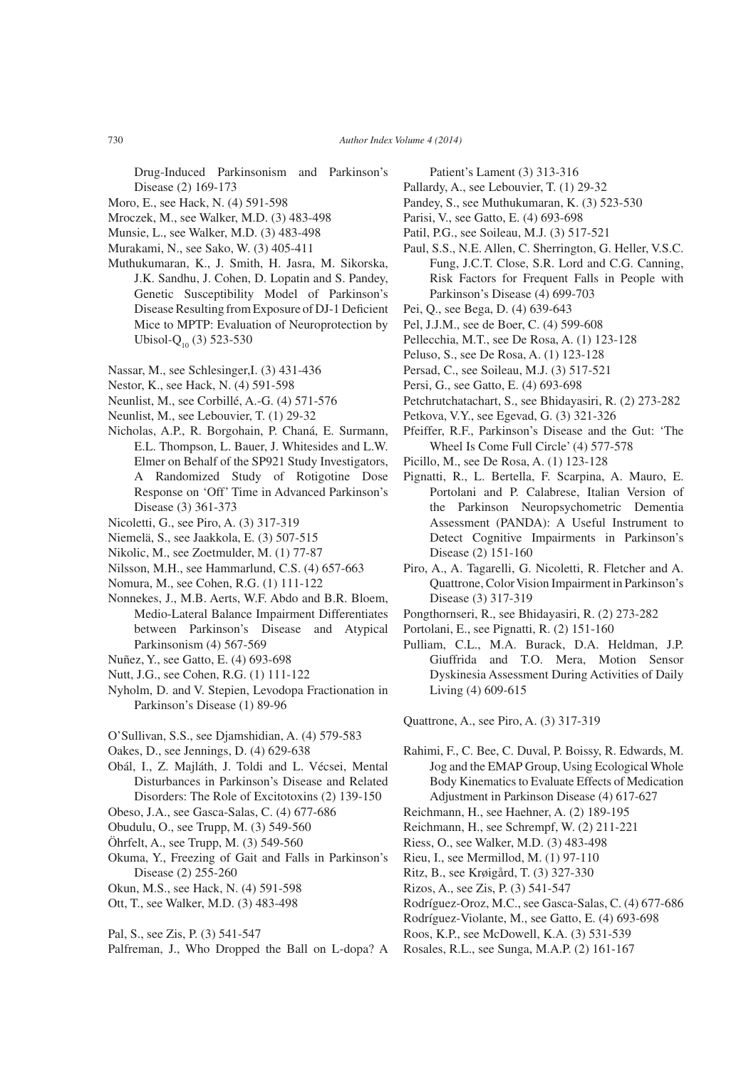Drug-Induced Parkinsonism and Parkinson's Disease (2) 169-173

Moro, E., see Hack, N. (4) 591-598

Mroczek, M., see Walker, M.D. (3) 483-498

Munsie, L., see Walker, M.D. (3) 483-498

Murakami, N., see Sako, W. (3) 405-411

Muthukumaran, K., J. Smith, H. Jasra, M. Sikorska, J.K. Sandhu, J. Cohen, D. Lopatin and S. Pandey, Genetic Susceptibility Model of Parkinson's Disease Resulting from Exposure of DJ-1 Deficient Mice to MPTP: Evaluation of Neuroprotection by Ubisol-$Q_{10}$ (3) 523-530

Nassar, M., see Schlesinger,I. (3) 431-436

Nestor, K., see Hack, N. (4) 591-598

Neunlist, M., see Corbillé, A.-G. (4) 571-576

Neunlist, M., see Lebouvier, T. (1) 29-32

Nicholas, A.P., R. Borgohain, P. Chaná, E. Surmann, E.L. Thompson, L. Bauer, J. Whitesides and L.W. Elmer on Behalf of the SP921 Study Investigators, A Randomized Study of Rotigotine Dose Response on 'Off' Time in Advanced Parkinson's Disease (3) 361-373

Nicoletti, G., see Piro, A. (3) 317-319

Niemelä, S., see Jaakkola, E. (3) 507-515

Nikolic, M., see Zoetmulder, M. (1) 77-87

Nilsson, M.H., see Hammarlund, C.S. (4) 657-663

Nomura, M., see Cohen, R.G. (1) 111-122

Nonnekes, J., M.B. Aerts, W.F. Abdo and B.R. Bloem, Medio-Lateral Balance Impairment Differentiates between Parkinson's Disease and Atypical Parkinsonism (4) 567-569

Nuñez, Y., see Gatto, E. (4) 693-698

Nutt, J.G., see Cohen, R.G. (1) 111-122

Nyholm, D. and V. Stepien, Levodopa Fractionation in Parkinson's Disease (1) 89-96

O'Sullivan, S.S., see Djamshidian, A. (4) 579-583

Oakes, D., see Jennings, D. (4) 629-638

Obál, I., Z. Majláth, J. Toldi and L. Vécsei, Mental Disturbances in Parkinson's Disease and Related Disorders: The Role of Excitotoxins (2) 139-150

Obeso, J.A., see Gasca-Salas, C. (4) 677-686

Obudulu, O., see Trupp, M. (3) 549-560

Öhrfelt, A., see Trupp, M. (3) 549-560

Okuma, Y., Freezing of Gait and Falls in Parkinson's Disease (2) 255-260

Okun, M.S., see Hack, N. (4) 591-598

Ott, T., see Walker, M.D. (3) 483-498

Pal, S., see Zis, P. (3) 541-547

Palfreman, J., Who Dropped the Ball on L-dopa? A Patient's Lament (3) 313-316

Pallardy, A., see Lebouvier, T. (1) 29-32

Pandey, S., see Muthukumaran, K. (3) 523-530

Parisi, V., see Gatto, E. (4) 693-698

Patil, P.G., see Soileau, M.J. (3) 517-521

Paul, S.S., N.E. Allen, C. Sherrington, G. Heller, V.S.C. Fung, J.C.T. Close, S.R. Lord and C.G. Canning, Risk Factors for Frequent Falls in People with Parkinson's Disease (4) 699-703

Pei, Q., see Bega, D. (4) 639-643

Pel, J.J.M., see de Boer, C. (4) 599-608

Pellecchia, M.T., see De Rosa, A. (1) 123-128

Peluso, S., see De Rosa, A. (1) 123-128

Persad, C., see Soileau, M.J. (3) 517-521

Persi, G., see Gatto, E. (4) 693-698

Petchrutchatachart, S., see Bhidayasiri, R. (2) 273-282

Petkova, V.Y., see Egevad, G. (3) 321-326

Pfeiffer, R.F., Parkinson's Disease and the Gut: 'The Wheel Is Come Full Circle' (4) 577-578

Picillo, M., see De Rosa, A. (1) 123-128

Pignatti, R., L. Bertella, F. Scarpina, A. Mauro, E. Portolani and P. Calabrese, Italian Version of the Parkinson Neuropsychometric Dementia Assessment (PANDA): A Useful Instrument to Detect Cognitive Impairments in Parkinson's Disease (2) 151-160

Piro, A., A. Tagarelli, G. Nicoletti, R. Fletcher and A. Quattrone, Color Vision Impairment in Parkinson's Disease (3) 317-319

Pongthornseri, R., see Bhidayasiri, R. (2) 273-282

Portolani, E., see Pignatti, R. (2) 151-160

Pulliam, C.L., M.A. Burack, D.A. Heldman, J.P. Giuffrida and T.O. Mera, Motion Sensor Dyskinesia Assessment During Activities of Daily Living (4) 609-615

Quattrone, A., see Piro, A. (3) 317-319

Rahimi, F., C. Bee, C. Duval, P. Boissy, R. Edwards, M. Jog and the EMAP Group, Using Ecological Whole Body Kinematics to Evaluate Effects of Medication Adjustment in Parkinson Disease (4) 617-627

Reichmann, H., see Haehner, A. (2) 189-195

Reichmann, H., see Schrempf, W. (2) 211-221

Riess, O., see Walker, M.D. (3) 483-498

Rieu, I., see Mermillod, M. (1) 97-110

Ritz, B., see Krøigård, T. (3) 327-330

Rizos, A., see Zis, P. (3) 541-547

Rodríguez-Oroz, M.C., see Gasca-Salas, C. (4) 677-686

Rodríguez-Violante, M., see Gatto, E. (4) 693-698

Roos, K.P., see McDowell, K.A. (3) 531-539

Rosales, R.L., see Sunga, M.A.P. (2) 161-167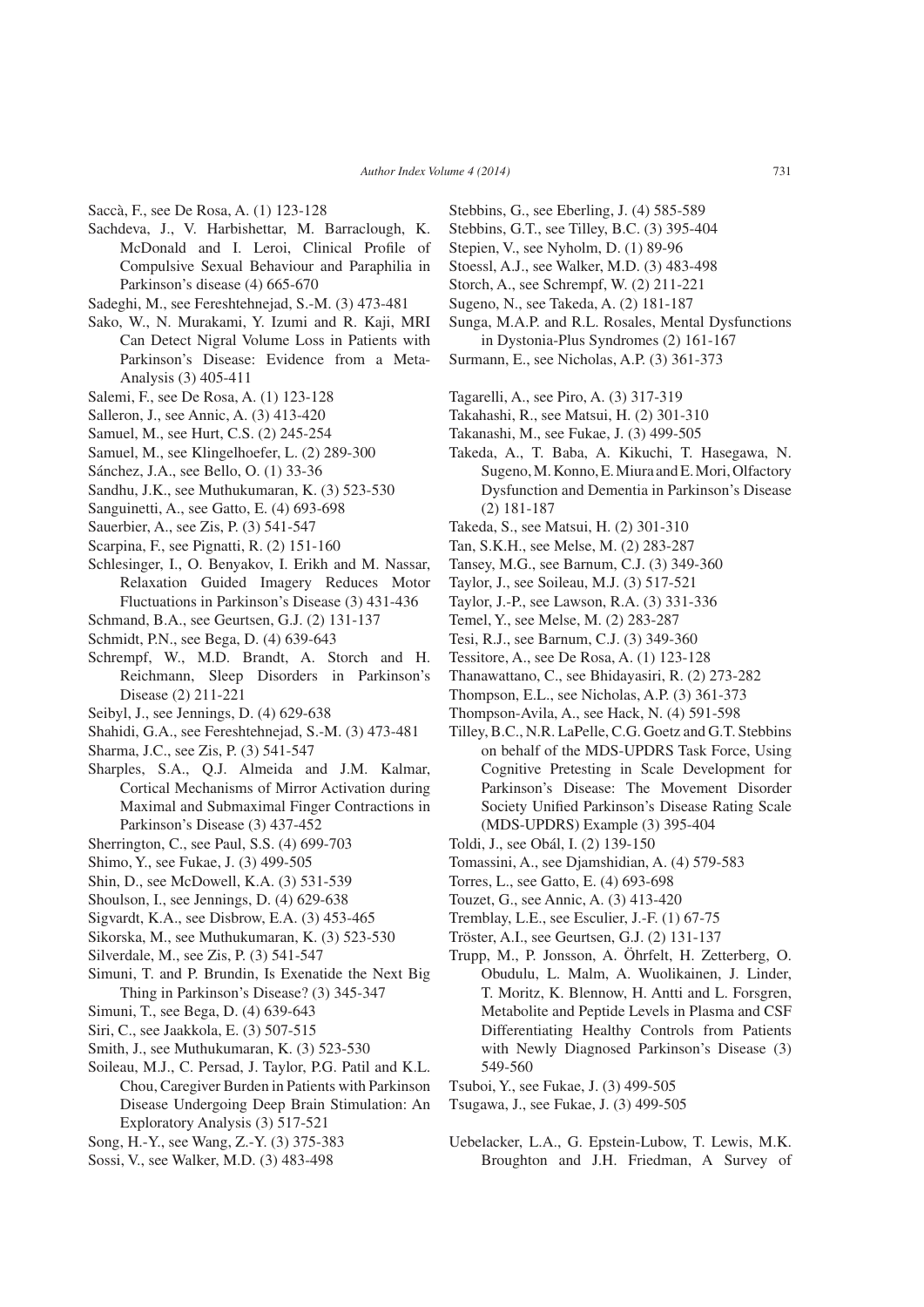Saccà, F., see De Rosa, A. (1) 123-128

Sachdeva, J., V. Harbishettar, M. Barraclough, K. McDonald and I. Leroi, Clinical Profile of Compulsive Sexual Behaviour and Paraphilia in Parkinson's disease (4) 665-670

Sadeghi, M., see Fereshtehnejad, S.-M. (3) 473-481

Sako, W., N. Murakami, Y. Izumi and R. Kaji, MRI Can Detect Nigral Volume Loss in Patients with Parkinson's Disease: Evidence from a Meta-Analysis (3) 405-411

Salemi, F., see De Rosa, A. (1) 123-128

Salleron, J., see Annic, A. (3) 413-420

Samuel, M., see Hurt, C.S. (2) 245-254

Samuel, M., see Klingelhoefer, L. (2) 289-300

Sánchez, J.A., see Bello, O. (1) 33-36

Sandhu, J.K., see Muthukumaran, K. (3) 523-530

Sanguinetti, A., see Gatto, E. (4) 693-698

Sauerbier, A., see Zis, P. (3) 541-547

Scarpina, F., see Pignatti, R. (2) 151-160

Schlesinger, I., O. Benyakov, I. Erikh and M. Nassar, Relaxation Guided Imagery Reduces Motor Fluctuations in Parkinson's Disease (3) 431-436

Schmand, B.A., see Geurtsen, G.J. (2) 131-137

Schmidt, P.N., see Bega, D. (4) 639-643

Schrempf, W., M.D. Brandt, A. Storch and H. Reichmann, Sleep Disorders in Parkinson's Disease (2) 211-221

Seibyl, J., see Jennings, D. (4) 629-638

Shahidi, G.A., see Fereshtehnejad, S.-M. (3) 473-481

Sharma, J.C., see Zis, P. (3) 541-547

Sharples, S.A., Q.J. Almeida and J.M. Kalmar, Cortical Mechanisms of Mirror Activation during Maximal and Submaximal Finger Contractions in Parkinson's Disease (3) 437-452

Sherrington, C., see Paul, S.S. (4) 699-703

Shimo, Y., see Fukae, J. (3) 499-505

Shin, D., see McDowell, K.A. (3) 531-539

Shoulson, I., see Jennings, D. (4) 629-638

Sigvardt, K.A., see Disbrow, E.A. (3) 453-465

Sikorska, M., see Muthukumaran, K. (3) 523-530

Silverdale, M., see Zis, P. (3) 541-547

Simuni, T. and P. Brundin, Is Exenatide the Next Big Thing in Parkinson's Disease? (3) 345-347

Simuni, T., see Bega, D. (4) 639-643

Siri, C., see Jaakkola, E. (3) 507-515

Smith, J., see Muthukumaran, K. (3) 523-530

Soileau, M.J., C. Persad, J. Taylor, P.G. Patil and K.L. Chou, Caregiver Burden in Patients with Parkinson Disease Undergoing Deep Brain Stimulation: An Exploratory Analysis (3) 517-521

Song, H.-Y., see Wang, Z.-Y. (3) 375-383

Sossi, V., see Walker, M.D. (3) 483-498

Stebbins, G., see Eberling, J. (4) 585-589

Stebbins, G.T., see Tilley, B.C. (3) 395-404

Stepien, V., see Nyholm, D. (1) 89-96

Stoessl, A.J., see Walker, M.D. (3) 483-498

Storch, A., see Schrempf, W. (2) 211-221

Sugeno, N., see Takeda, A. (2) 181-187

Sunga, M.A.P. and R.L. Rosales, Mental Dysfunctions in Dystonia-Plus Syndromes (2) 161-167

Surmann, E., see Nicholas, A.P. (3) 361-373

Tagarelli, A., see Piro, A. (3) 317-319

Takahashi, R., see Matsui, H. (2) 301-310

Takanashi, M., see Fukae, J. (3) 499-505

Takeda, A., T. Baba, A. Kikuchi, T. Hasegawa, N. Sugeno, M. Konno, E. Miura and E. Mori, Olfactory Dysfunction and Dementia in Parkinson's Disease (2) 181-187

Takeda, S., see Matsui, H. (2) 301-310

Tan, S.K.H., see Melse, M. (2) 283-287

Tansey, M.G., see Barnum, C.J. (3) 349-360

Taylor, J., see Soileau, M.J. (3) 517-521

Taylor, J.-P., see Lawson, R.A. (3) 331-336

Temel, Y., see Melse, M. (2) 283-287

Tesi, R.J., see Barnum, C.J. (3) 349-360

Tessitore, A., see De Rosa, A. (1) 123-128

Thanawattano, C., see Bhidayasiri, R. (2) 273-282

Thompson, E.L., see Nicholas, A.P. (3) 361-373

Thompson-Avila, A., see Hack, N. (4) 591-598

Tilley, B.C., N.R. LaPelle, C.G. Goetz and G.T. Stebbins on behalf of the MDS-UPDRS Task Force, Using Cognitive Pretesting in Scale Development for Parkinson's Disease: The Movement Disorder Society Unified Parkinson's Disease Rating Scale (MDS-UPDRS) Example (3) 395-404

Toldi, J., see Obál, I. (2) 139-150

Tomassini, A., see Djamshidian, A. (4) 579-583

Torres, L., see Gatto, E. (4) 693-698

Touzet, G., see Annic, A. (3) 413-420

Tremblay, L.E., see Esculier, J.-F. (1) 67-75

Tröster, A.I., see Geurtsen, G.J. (2) 131-137

Trupp, M., P. Jonsson, A. Öhrfelt, H. Zetterberg, O. Obudulu, L. Malm, A. Wuolikainen, J. Linder, T. Moritz, K. Blennow, H. Antti and L. Forsgren, Metabolite and Peptide Levels in Plasma and CSF Differentiating Healthy Controls from Patients with Newly Diagnosed Parkinson's Disease (3) 549-560

Tsuboi, Y., see Fukae, J. (3) 499-505

Tsugawa, J., see Fukae, J. (3) 499-505

Uebelacker, L.A., G. Epstein-Lubow, T. Lewis, M.K. Broughton and J.H. Friedman, A Survey of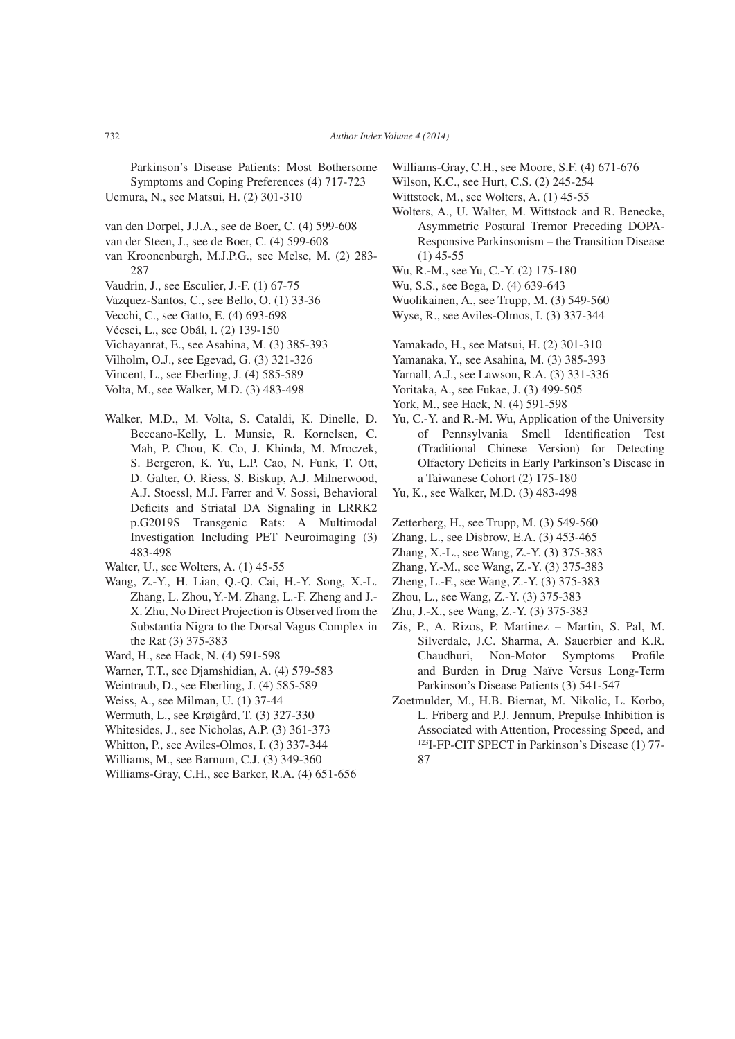Parkinson's Disease Patients: Most Bothersome Symptoms and Coping Preferences (4) 717-723

Uemura, N., see Matsui, H. (2) 301-310

van den Dorpel, J.J.A., see de Boer, C. (4) 599-608

van der Steen, J., see de Boer, C. (4) 599-608

van Kroonenburgh, M.J.P.G., see Melse, M. (2) 283-287

Vaudrin, J., see Esculier, J.-F. (1) 67-75

Vazquez-Santos, C., see Bello, O. (1) 33-36

Vecchi, C., see Gatto, E. (4) 693-698

Vécsei, L., see Obál, I. (2) 139-150

Vichayanrat, E., see Asahina, M. (3) 385-393

Vilholm, O.J., see Egevad, G. (3) 321-326

Vincent, L., see Eberling, J. (4) 585-589

Volta, M., see Walker, M.D. (3) 483-498

Walker, M.D., M. Volta, S. Cataldi, K. Dinelle, D. Beccano-Kelly, L. Munsie, R. Kornelsen, C. Mah, P. Chou, K. Co, J. Khinda, M. Mroczek, S. Bergeron, K. Yu, L.P. Cao, N. Funk, T. Ott, D. Galter, O. Riess, S. Biskup, A.J. Milnerwood, A.J. Stoessl, M.J. Farrer and V. Sossi, Behavioral Deficits and Striatal DA Signaling in LRRK2 p.G2019S Transgenic Rats: A Multimodal Investigation Including PET Neuroimaging (3) 483-498

Walter, U., see Wolters, A. (1) 45-55

Wang, Z.-Y., H. Lian, Q.-Q. Cai, H.-Y. Song, X.-L. Zhang, L. Zhou, Y.-M. Zhang, L.-F. Zheng and J.-X. Zhu, No Direct Projection is Observed from the Substantia Nigra to the Dorsal Vagus Complex in the Rat (3) 375-383

Ward, H., see Hack, N. (4) 591-598

Warner, T.T., see Djamshidian, A. (4) 579-583

Weintraub, D., see Eberling, J. (4) 585-589

Weiss, A., see Milman, U. (1) 37-44

Wermuth, L., see Krøigård, T. (3) 327-330

Whitesides, J., see Nicholas, A.P. (3) 361-373

Whitton, P., see Aviles-Olmos, I. (3) 337-344

Williams, M., see Barnum, C.J. (3) 349-360

Williams-Gray, C.H., see Barker, R.A. (4) 651-656

Williams-Gray, C.H., see Moore, S.F. (4) 671-676

Wilson, K.C., see Hurt, C.S. (2) 245-254

Wittstock, M., see Wolters, A. (1) 45-55

Wolters, A., U. Walter, M. Wittstock and R. Benecke, Asymmetric Postural Tremor Preceding DOPA-Responsive Parkinsonism – the Transition Disease (1) 45-55

Wu, R.-M., see Yu, C.-Y. (2) 175-180

Wu, S.S., see Bega, D. (4) 639-643

Wuolikainen, A., see Trupp, M. (3) 549-560

Wyse, R., see Aviles-Olmos, I. (3) 337-344

Yamakado, H., see Matsui, H. (2) 301-310

Yamanaka, Y., see Asahina, M. (3) 385-393

Yarnall, A.J., see Lawson, R.A. (3) 331-336

Yoritaka, A., see Fukae, J. (3) 499-505

York, M., see Hack, N. (4) 591-598

Yu, C.-Y. and R.-M. Wu, Application of the University of Pennsylvania Smell Identification Test (Traditional Chinese Version) for Detecting Olfactory Deficits in Early Parkinson's Disease in a Taiwanese Cohort (2) 175-180

Yu, K., see Walker, M.D. (3) 483-498

Zetterberg, H., see Trupp, M. (3) 549-560

Zhang, L., see Disbrow, E.A. (3) 453-465

Zhang, X.-L., see Wang, Z.-Y. (3) 375-383

Zhang, Y.-M., see Wang, Z.-Y. (3) 375-383

Zheng, L.-F., see Wang, Z.-Y. (3) 375-383

Zhou, L., see Wang, Z.-Y. (3) 375-383

Zhu, J.-X., see Wang, Z.-Y. (3) 375-383

Zis, P., A. Rizos, P. Martinez – Martin, S. Pal, M. Silverdale, J.C. Sharma, A. Sauerbier and K.R. Chaudhuri, Non-Motor Symptoms Profile and Burden in Drug Naïve Versus Long-Term Parkinson's Disease Patients (3) 541-547

Zoetmulder, M., H.B. Biernat, M. Nikolic, L. Korbo, L. Friberg and P.J. Jennum, Prepulse Inhibition is Associated with Attention, Processing Speed, and $^{123}$I-FP-CIT SPECT in Parkinson's Disease (1) 77-87